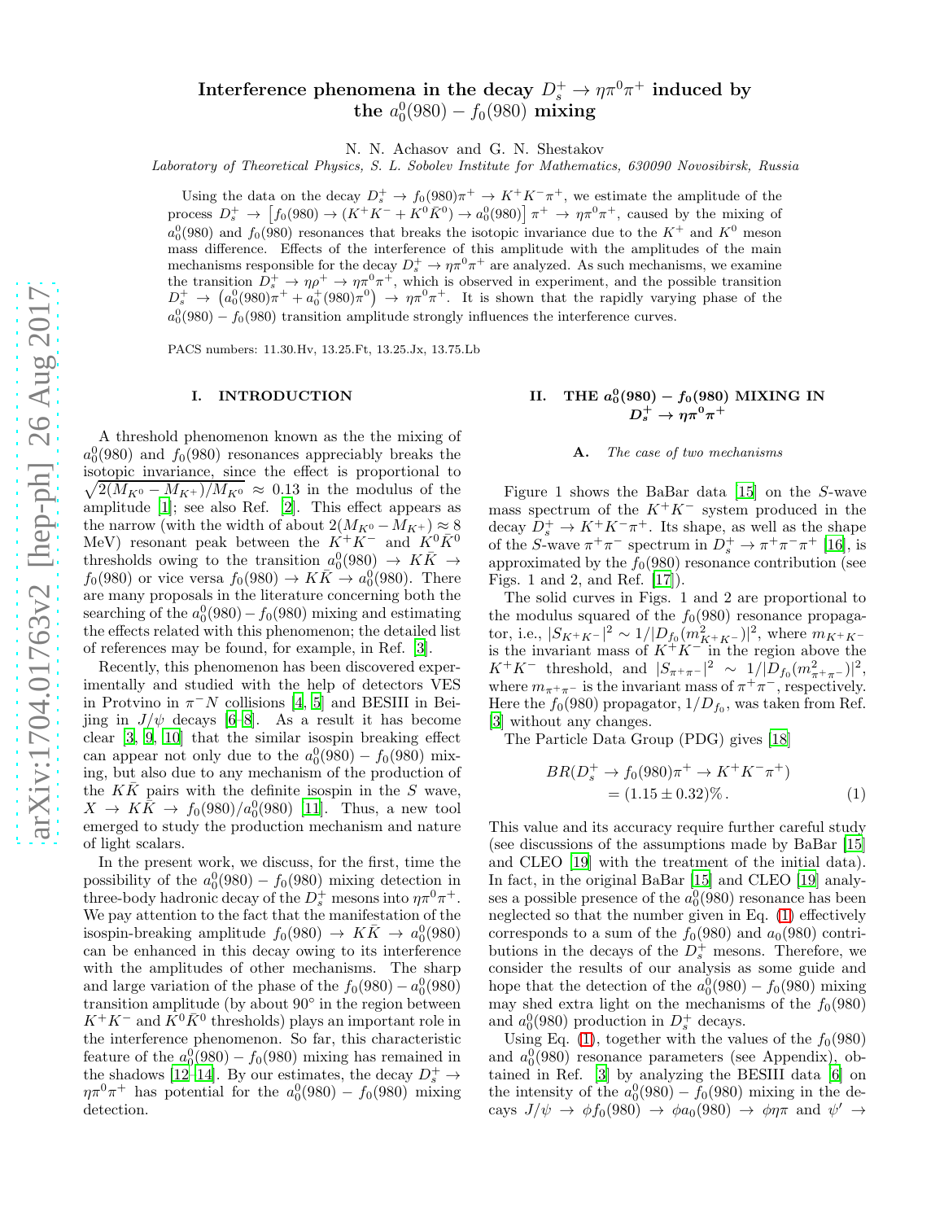# Interference phenomena in the decay $D_s^+ \to \eta\pi^0\pi^+$ induced by the $a_0^0(980) - f_0(980)$ mixing

N. N. Achasov and G. N. Shestakov

*Laboratory of Theoretical Physics, S. L. Sobolev Institute for Mathematics, 630090 Novosibirsk, Russia*

Using the data on the decay $D_s^+ \to f_0(980)\pi^+ \to K^+K^-\pi^+$, we estimate the amplitude of the process $D_s^+ \to \left[f_0(980) \to (K^+K^- + K^0\bar{K}^0) \to a_0^0(980)\right]\pi^+ \to \eta\pi^0\pi^+$, caused by the mixing of $a_0^0(980)$ and $f_0(980)$ resonances that breaks the isotopic invariance due to the $K^+$ and $K^0$ meson mass difference. Effects of the interference of this amplitude with the amplitudes of the main mechanisms responsible for the decay $D_s^+ \to \eta\pi^0\pi^+$ are analyzed. As such mechanisms, we examine the transition $D_s^+ \to \eta\rho^+ \to \eta\pi^0\pi^+$, which is observed in experiment, and the possible transition $D_s^+ \to \left(a_0^0(980)\pi^+ + a_0^+(980)\pi^0\right) \to \eta\pi^0\pi^+$. It is shown that the rapidly varying phase of the $a_0^0(980) - f_0(980)$ transition amplitude strongly influences the interference curves.

PACS numbers: 11.30.Hv, 13.25.Ft, 13.25.Jx, 13.75.Lb

## I. INTRODUCTION

A threshold phenomenon known as the the mixing of $a_0^0(980)$ and $f_0(980)$ resonances appreciably breaks the isotopic invariance, since the effect is proportional to $\sqrt{2(M_{K^0} - M_{K^+})/M_{K^0}} \approx 0.13$ in the modulus of the amplitude [1]; see also Ref. [2]. This effect appears as the narrow (with the width of about $2(M_{K^0} - M_{K^+}) \approx 8$ MeV) resonant peak between the $K^+K^-$ and $K^0\bar{K}^0$ thresholds owing to the transition $a_0^0(980) \to K\bar{K} \to f_0(980)$ or vice versa $f_0(980) \to K\bar{K} \to a_0^0(980)$. There are many proposals in the literature concerning both the searching of the $a_0^0(980) - f_0(980)$ mixing and estimating the effects related with this phenomenon; the detailed list of references may be found, for example, in Ref. [3].

Recently, this phenomenon has been discovered experimentally and studied with the help of detectors VES in Protvino in $\pi^-N$ collisions [4, 5] and BESIII in Beijing in $J/\psi$ decays [6–8]. As a result it has become clear [3, 9, 10] that the similar isospin breaking effect can appear not only due to the $a_0^0(980) - f_0(980)$ mixing, but also due to any mechanism of the production of the $K\bar{K}$ pairs with the definite isospin in the $S$ wave, $X \to K\bar{K} \to f_0(980)/a_0^0(980)$ [11]. Thus, a new tool emerged to study the production mechanism and nature of light scalars.

In the present work, we discuss, for the first, time the possibility of the $a_0^0(980) - f_0(980)$ mixing detection in three-body hadronic decay of the $D_s^+$ mesons into $\eta\pi^0\pi^+$. We pay attention to the fact that the manifestation of the isospin-breaking amplitude $f_0(980) \to K\bar{K} \to a_0^0(980)$ can be enhanced in this decay owing to its interference with the amplitudes of other mechanisms. The sharp and large variation of the phase of the $f_0(980) - a_0^0(980)$ transition amplitude (by about 90° in the region between $K^+K^-$ and $K^0\bar{K}^0$ thresholds) plays an important role in the interference phenomenon. So far, this characteristic feature of the $a_0^0(980) - f_0(980)$ mixing has remained in the shadows [12–14]. By our estimates, the decay $D_s^+ \to \eta\pi^0\pi^+$ has potential for the $a_0^0(980) - f_0(980)$ mixing detection.

## II. THE $a_0^0(980) - f_0(980)$ MIXING IN $D_s^+ \to \eta\pi^0\pi^+$

### A. *The case of two mechanisms*

Figure 1 shows the BaBar data [15] on the $S$-wave mass spectrum of the $K^+K^-$ system produced in the decay $D_s^+ \to K^+K^-\pi^+$. Its shape, as well as the shape of the $S$-wave $\pi^+\pi^-$ spectrum in $D_s^+ \to \pi^+\pi^-\pi^+$ [16], is approximated by the $f_0(980)$ resonance contribution (see Figs. 1 and 2, and Ref. [17]).

The solid curves in Figs. 1 and 2 are proportional to the modulus squared of the $f_0(980)$ resonance propagator, i.e., $|S_{K^+K^-}|^2 \sim 1/|D_{f_0}(m^2_{K^+K^-})|^2$, where $m_{K^+K^-}$ is the invariant mass of $K^+K^-$ in the region above the $K^+K^-$ threshold, and $|S_{\pi^+\pi^-}|^2 \sim 1/|D_{f_0}(m^2_{\pi^+\pi^-})|^2$, where $m_{\pi^+\pi^-}$ is the invariant mass of $\pi^+\pi^-$, respectively. Here the $f_0(980)$ propagator, $1/D_{f_0}$, was taken from Ref. [3] without any changes.

The Particle Data Group (PDG) gives [18]

$$BR(D_s^+ \to f_0(980)\pi^+ \to K^+K^-\pi^+) = (1.15 \pm 0.32)\% \,. \tag{1}$$

This value and its accuracy require further careful study (see discussions of the assumptions made by BaBar [15] and CLEO [19] with the treatment of the initial data). In fact, in the original BaBar [15] and CLEO [19] analyses a possible presence of the $a_0^0(980)$ resonance has been neglected so that the number given in Eq. (1) effectively corresponds to a sum of the $f_0(980)$ and $a_0(980)$ contributions in the decays of the $D_s^+$ mesons. Therefore, we consider the results of our analysis as some guide and hope that the detection of the $a_0^0(980) - f_0(980)$ mixing may shed extra light on the mechanisms of the $f_0(980)$ and $a_0^0(980)$ production in $D_s^+$ decays.

Using Eq. (1), together with the values of the $f_0(980)$ and $a_0^0(980)$ resonance parameters (see Appendix), obtained in Ref. [3] by analyzing the BESIII data [6] on the intensity of the $a_0^0(980) - f_0(980)$ mixing in the decays $J/\psi \to \phi f_0(980) \to \phi a_0(980) \to \phi\eta\pi$ and $\psi' \to$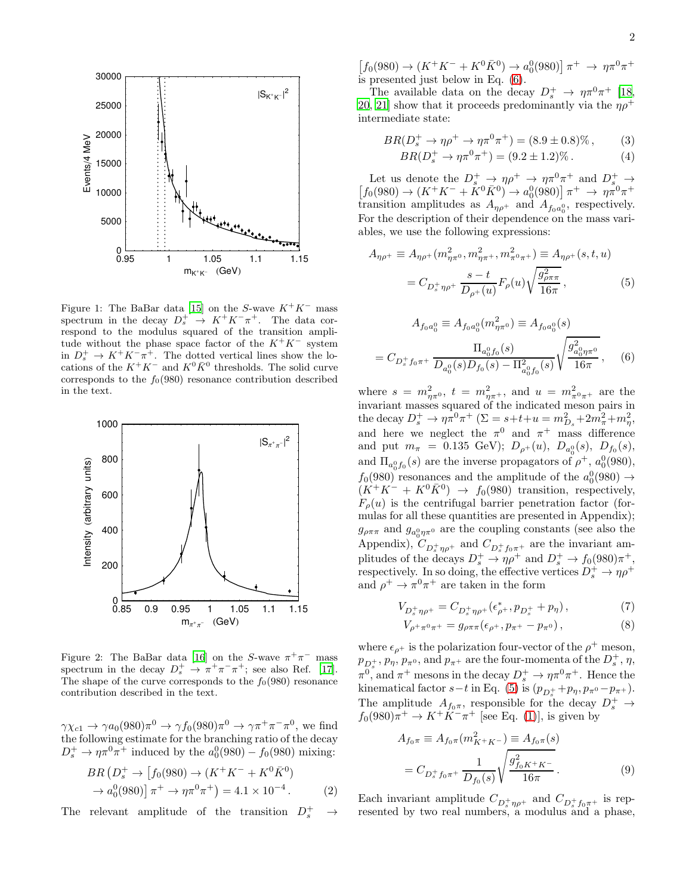Figure 1: The BaBar data [15] on the $S$-wave $K^+K^-$ mass spectrum in the decay $D_s^+ \to K^+K^-\pi^+$. The data correspond to the modulus squared of the transition amplitude without the phase space factor of the $K^+K^-$ system in $D_s^+ \to K^+K^-\pi^+$. The dotted vertical lines show the locations of the $K^+K^-$ and $K^0\bar{K}^0$ thresholds. The solid curve corresponds to the $f_0(980)$ resonance contribution described in the text.

Figure 2: The BaBar data [16] on the $S$-wave $\pi^+\pi^-$ mass spectrum in the decay $D_s^+ \to \pi^+\pi^-\pi^+$; see also Ref. [17]. The shape of the curve corresponds to the $f_0(980)$ resonance contribution described in the text.

$\gamma\chi_{c1} \to \gamma a_0(980)\pi^0 \to \gamma f_0(980)\pi^0 \to \gamma\pi^+\pi^-\pi^0$, we find the following estimate for the branching ratio of the decay $D_s^+ \to \eta\pi^0\pi^+$ induced by the $a_0^0(980) - f_0(980)$ mixing:

$$BR\left(D_s^+ \to \left[f_0(980) \to (K^+K^- + K^0\bar{K}^0) \to a_0^0(980)\right]\pi^+ \to \eta\pi^0\pi^+\right) = 4.1 \times 10^{-4}\,. \quad (2)$$

The relevant amplitude of the transition $D_s^+ \to \left[f_0(980) \to (K^+K^- + K^0\bar{K}^0) \to a_0^0(980)\right]\pi^+ \to \eta\pi^0\pi^+$ is presented just below in Eq. (6).

The available data on the decay $D_s^+ \to \eta\pi^0\pi^+$ [18, 20, 21] show that it proceeds predominantly via the $\eta\rho^+$ intermediate state:

$$BR(D_s^+ \to \eta\rho^+ \to \eta\pi^0\pi^+) = (8.9 \pm 0.8)\%\,, \quad (3)$$

$$BR(D_s^+ \to \eta\pi^0\pi^+) = (9.2 \pm 1.2)\%\,. \quad (4)$$

Let us denote the $D_s^+ \to \eta\rho^+ \to \eta\pi^0\pi^+$ and $D_s^+ \to \left[f_0(980) \to (K^+K^- + K^0\bar{K}^0) \to a_0^0(980)\right]\pi^+ \to \eta\pi^0\pi^+$ transition amplitudes as $A_{\eta\rho^+}$ and $A_{f_0a_0^0}$, respectively. For the description of their dependence on the mass variables, we use the following expressions:

$$A_{\eta\rho^+} \equiv A_{\eta\rho^+}(m^2_{\eta\pi^0}, m^2_{\eta\pi^+}, m^2_{\pi^0\pi^+}) \equiv A_{\eta\rho^+}(s,t,u)$$
$$= C_{D_s^+\eta\rho^+}\frac{s-t}{D_{\rho^+}(u)}F_\rho(u)\sqrt{\frac{g^2_{\rho\pi\pi}}{16\pi}}\,, \quad (5)$$

$$A_{f_0a_0^0} \equiv A_{f_0a_0^0}(m^2_{\eta\pi^0}) \equiv A_{f_0a_0^0}(s)$$
$$= C_{D_s^+f_0\pi^+}\frac{\Pi_{a_0^0f_0}(s)}{D_{a_0^0}(s)D_{f_0}(s) - \Pi^2_{a_0^0f_0}(s)}\sqrt{\frac{g^2_{a_0^0\eta\pi^0}}{16\pi}}\,, \quad (6)$$

where $s = m^2_{\eta\pi^0}$, $t = m^2_{\eta\pi^+}$, and $u = m^2_{\pi^0\pi^+}$ are the invariant masses squared of the indicated meson pairs in the decay $D_s^+ \to \eta\pi^0\pi^+$ ($\Sigma = s+t+u = m^2_{D_s} + 2m^2_\pi + m^2_\eta$, and here we neglect the $\pi^0$ and $\pi^+$ mass difference and put $m_\pi = 0.135$ GeV); $D_{\rho^+}(u)$, $D_{a_0^0}(s)$, $D_{f_0}(s)$, and $\Pi_{a_0^0f_0}(s)$ are the inverse propagators of $\rho^+$, $a_0^0(980)$, $f_0(980)$ resonances and the amplitude of the $a_0^0(980) \to (K^+K^- + K^0\bar{K}^0) \to f_0(980)$ transition, respectively, $F_\rho(u)$ is the centrifugal barrier penetration factor (formulas for all these quantities are presented in Appendix); $g_{\rho\pi\pi}$ and $g_{a_0^0\eta\pi^0}$ are the coupling constants (see also the Appendix), $C_{D_s^+\eta\rho^+}$ and $C_{D_s^+f_0\pi^+}$ are the invariant amplitudes of the decays $D_s^+ \to \eta\rho^+$ and $D_s^+ \to f_0(980)\pi^+$, respectively. In so doing, the effective vertices $D_s^+ \to \eta\rho^+$ and $\rho^+ \to \pi^0\pi^+$ are taken in the form

$$V_{D_s^+\eta\rho^+} = C_{D_s^+\eta\rho^+}(\epsilon^*_{\rho^+}, p_{D_s^+} + p_\eta)\,, \quad (7)$$

$$V_{\rho^+\pi^0\pi^+} = g_{\rho\pi\pi}(\epsilon_{\rho^+}, p_{\pi^+} - p_{\pi^0})\,, \quad (8)$$

where $\epsilon_{\rho^+}$ is the polarization four-vector of the $\rho^+$ meson, $p_{D_s^+}$, $p_\eta$, $p_{\pi^0}$, and $p_{\pi^+}$ are the four-momenta of the $D_s^+$, $\eta$, $\pi^0$, and $\pi^+$ mesons in the decay $D_s^+ \to \eta\pi^0\pi^+$. Hence the kinematical factor $s-t$ in Eq. (5) is $(p_{D_s^+} + p_\eta, p_{\pi^0} - p_{\pi^+})$. The amplitude $A_{f_0\pi}$, responsible for the decay $D_s^+ \to f_0(980)\pi^+ \to K^+K^-\pi^+$ [see Eq. (1)], is given by

$$A_{f_0\pi} \equiv A_{f_0\pi}(m^2_{K^+K^-}) \equiv A_{f_0\pi}(s)$$
$$= C_{D_s^+f_0\pi^+}\frac{1}{D_{f_0}(s)}\sqrt{\frac{g^2_{f_0K^+K^-}}{16\pi}}\,. \quad (9)$$

Each invariant amplitude $C_{D_s^+\eta\rho^+}$ and $C_{D_s^+f_0\pi^+}$ is represented by two real numbers, a modulus and a phase,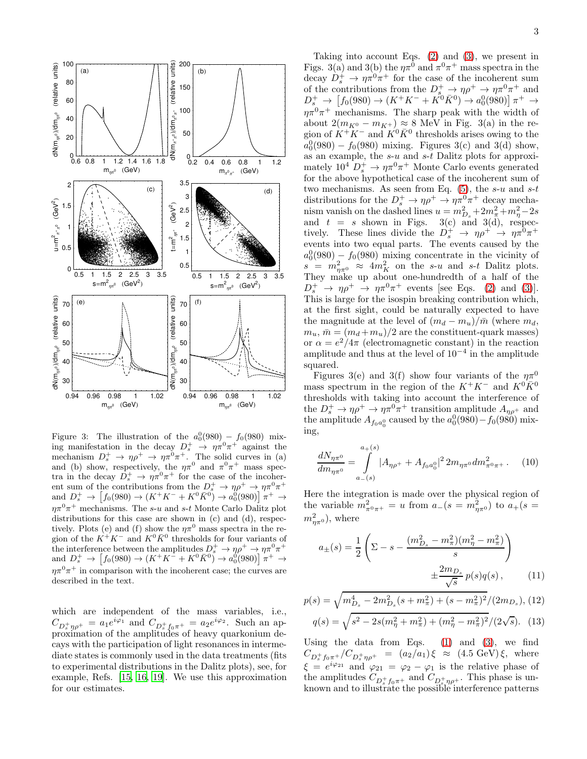Figure 3: The illustration of the $a_0^0(980)-f_0(980)$ mixing manifestation in the decay $D_s^+\to\eta\pi^0\pi^+$ against the mechanism $D_s^+\to\eta\rho^+\to\eta\pi^0\pi^+$. The solid curves in (a) and (b) show, respectively, the $\eta\pi^0$ and $\pi^0\pi^+$ mass spectra in the decay $D_s^+\to\eta\pi^0\pi^+$ for the case of the incoherent sum of the contributions from the $D_s^+\to\eta\rho^+\to\eta\pi^0\pi^+$ and $D_s^+\to\left[f_0(980)\to(K^+K^-+K^0\bar{K}^0)\to a_0^0(980)\right]\pi^+\to\eta\pi^0\pi^+$ mechanisms. The $s$-$u$ and $s$-$t$ Monte Carlo Dalitz plot distributions for this case are shown in (c) and (d), respectively. Plots (e) and (f) show the $\eta\pi^0$ mass spectra in the region of the $K^+K^-$ and $K^0\bar{K}^0$ thresholds for four variants of the interference between the amplitudes $D_s^+\to\eta\rho^+\to\eta\pi^0\pi^+$ and $D_s^+\to\left[f_0(980)\to(K^+K^-+K^0\bar{K}^0)\to a_0^0(980)\right]\pi^+\to\eta\pi^0\pi^+$ in comparison with the incoherent case; the curves are described in the text.

which are independent of the mass variables, i.e., $C_{D_s^+\eta\rho^+}=a_1e^{i\varphi_1}$ and $C_{D_s^+f_0\pi^+}=a_2e^{i\varphi_2}$. Such an approximation of the amplitudes of heavy quarkonium decays with the participation of light resonances in intermediate states is commonly used in the data treatments (fits to experimental distributions in the Dalitz plots), see, for example, Refs. [15, 16, 19]. We use this approximation for our estimates.

Taking into account Eqs. (2) and (3), we present in Figs. 3(a) and 3(b) the $\eta\pi^0$ and $\pi^0\pi^+$ mass spectra in the decay $D_s^+\to\eta\pi^0\pi^+$ for the case of the incoherent sum of the contributions from the $D_s^+\to\eta\rho^+\to\eta\pi^0\pi^+$ and $D_s^+\to\left[f_0(980)\to(K^+K^-+K^0\bar{K}^0)\to a_0^0(980)\right]\pi^+\to\eta\pi^0\pi^+$ mechanisms. The sharp peak with the width of about $2(m_{K^0}-m_{K^+})\approx 8$ MeV in Fig. 3(a) in the region of $K^+K^-$ and $K^0\bar{K}^0$ thresholds arises owing to the $a_0^0(980)-f_0(980)$ mixing. Figures 3(c) and 3(d) show, as an example, the $s$-$u$ and $s$-$t$ Dalitz plots for approximately $10^4$ $D_s^+\to\eta\pi^0\pi^+$ Monte Carlo events generated for the above hypothetical case of the incoherent sum of two mechanisms. As seen from Eq. (5), the $s$-$u$ and $s$-$t$ distributions for the $D_s^+\to\eta\rho^+\to\eta\pi^0\pi^+$ decay mechanism vanish on the dashed lines $u=m^2_{D_s}+2m^2_\pi+m^2_\eta-2s$ and $t=s$ shown in Figs. 3(c) and 3(d), respectively. These lines divide the $D_s^+\to\eta\rho^+\to\eta\pi^0\pi^+$ events into two equal parts. The events caused by the $a_0^0(980)-f_0(980)$ mixing concentrate in the vicinity of $s=m^2_{\eta\pi^0}\approx 4m^2_K$ on the $s$-$u$ and $s$-$t$ Dalitz plots. They make up about one-hundredth of a half of the $D_s^+\to\eta\rho^+\to\eta\pi^0\pi^+$ events [see Eqs. (2) and (3)]. This is large for the isospin breaking contribution which, at the first sight, could be naturally expected to have the magnitude at the level of $(m_d-m_u)/\bar{m}$ (where $m_d$, $m_u$, $\bar{m}=(m_d+m_u)/2$ are the constituent-quark masses) or $\alpha=e^2/4\pi$ (electromagnetic constant) in the reaction amplitude and thus at the level of $10^{-4}$ in the amplitude squared.

Figures 3(e) and 3(f) show four variants of the $\eta\pi^0$ mass spectrum in the region of the $K^+K^-$ and $K^0\bar{K}^0$ thresholds with taking into account the interference of the $D_s^+\to\eta\rho^+\to\eta\pi^0\pi^+$ transition amplitude $A_{\eta\rho^+}$ and the amplitude $A_{f_0a_0^0}$ caused by the $a_0^0(980)-f_0(980)$ mixing,

$$\frac{dN_{\eta\pi^0}}{dm_{\eta\pi^0}}=\int\limits_{a_-(s)}^{a_+(s)}|A_{\eta\rho^+}+A_{f_0a_0^0}|^2\,2m_{\eta\pi^0}dm^2_{\pi^0\pi^+}\,. \quad (10)$$

Here the integration is made over the physical region of the variable $m^2_{\pi^0\pi^+}=u$ from $a_-(s=m^2_{\eta\pi^0})$ to $a_+(s=m^2_{\eta\pi^0})$, where

$$a_\pm(s)=\frac{1}{2}\left(\Sigma-s-\frac{(m^2_{D_s}-m^2_\pi)(m^2_\eta-m^2_\pi)}{s}\right)\pm\frac{2m_{D_s}}{\sqrt{s}}\,p(s)q(s)\,, \quad (11)$$

$$p(s)=\sqrt{m^4_{D_s}-2m^2_{D_s}(s+m^2_\pi)+(s-m^2_\pi)^2}/(2m_{D_s}), \quad (12)$$

$$q(s)=\sqrt{s^2-2s(m^2_\eta+m^2_\pi)+(m^2_\eta-m^2_\pi)^2}/(2\sqrt{s}). \quad (13)$$

Using the data from Eqs. (1) and (3), we find $C_{D_s^+f_0\pi^+}/C_{D_s^+\eta\rho^+}=(a_2/a_1)\,\xi\approx(4.5\text{ GeV})\,\xi$, where $\xi=e^{i\varphi_{21}}$ and $\varphi_{21}=\varphi_2-\varphi_1$ is the relative phase of the amplitudes $C_{D_s^+f_0\pi^+}$ and $C_{D_s^+\eta\rho^+}$. This phase is unknown and to illustrate the possible interference patterns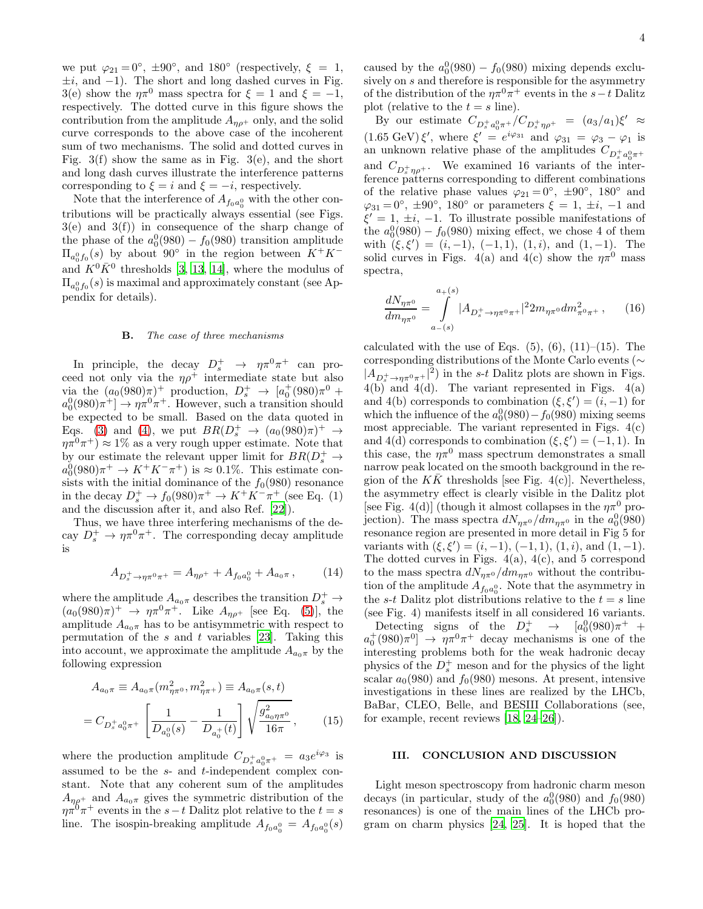we put $\varphi_{21} = 0^\circ$, $\pm 90^\circ$, and $180^\circ$ (respectively, $\xi = 1$, $\pm i$, and $-1$). The short and long dashed curves in Fig. 3(e) show the $\eta\pi^0$ mass spectra for $\xi = 1$ and $\xi = -1$, respectively. The dotted curve in this figure shows the contribution from the amplitude $A_{\eta\rho^+}$ only, and the solid curve corresponds to the above case of the incoherent sum of two mechanisms. The solid and dotted curves in Fig. 3(f) show the same as in Fig. 3(e), and the short and long dash curves illustrate the interference patterns corresponding to $\xi = i$ and $\xi = -i$, respectively.

Note that the interference of $A_{f_0 a_0^0}$ with the other contributions will be practically always essential (see Figs. 3(e) and 3(f)) in consequence of the sharp change of the phase of the $a_0^0(980) - f_0(980)$ transition amplitude $\Pi_{a_0^0 f_0}(s)$ by about $90^\circ$ in the region between $K^+K^-$ and $K^0\bar{K}^0$ thresholds [3, 13, 14], where the modulus of $\Pi_{a_0^0 f_0}(s)$ is maximal and approximately constant (see Appendix for details).

### B. *The case of three mechanisms*

In principle, the decay $D_s^+ \to \eta\pi^0\pi^+$ can proceed not only via the $\eta\rho^+$ intermediate state but also via the $(a_0(980)\pi)^+$ production, $D_s^+ \to [a_0^+(980)\pi^0 + a_0^0(980)\pi^+] \to \eta\pi^0\pi^+$. However, such a transition should be expected to be small. Based on the data quoted in Eqs. (3) and (4), we put $BR(D_s^+ \to (a_0(980)\pi)^+ \to \eta\pi^0\pi^+) \approx 1\%$ as a very rough upper estimate. Note that by our estimate the relevant upper limit for $BR(D_s^+ \to a_0^0(980)\pi^+ \to K^+K^-\pi^+)$ is $\approx 0.1\%$. This estimate consists with the initial dominance of the $f_0(980)$ resonance in the decay $D_s^+ \to f_0(980)\pi^+ \to K^+K^-\pi^+$ (see Eq. (1) and the discussion after it, and also Ref. [22]).

Thus, we have three interfering mechanisms of the decay $D_s^+ \to \eta\pi^0\pi^+$. The corresponding decay amplitude is

$$A_{D_s^+\to\eta\pi^0\pi^+} = A_{\eta\rho^+} + A_{f_0 a_0^0} + A_{a_0\pi}\,, \qquad (14)$$

where the amplitude $A_{a_0\pi}$ describes the transition $D_s^+ \to (a_0(980)\pi)^+ \to \eta\pi^0\pi^+$. Like $A_{\eta\rho^+}$ [see Eq. (5)], the amplitude $A_{a_0\pi}$ has to be antisymmetric with respect to permutation of the $s$ and $t$ variables [23]. Taking this into account, we approximate the amplitude $A_{a_0\pi}$ by the following expression

$$A_{a_0\pi} \equiv A_{a_0\pi}(m^2_{\eta\pi^0}, m^2_{\eta\pi^+}) \equiv A_{a_0\pi}(s,t)$$
$$= C_{D_s^+ a_0^0\pi^+}\left[\frac{1}{D_{a_0^0}(s)} - \frac{1}{D_{a_0^+}(t)}\right]\sqrt{\frac{g^2_{a_0\eta\pi^0}}{16\pi}}\,, \qquad (15)$$

where the production amplitude $C_{D_s^+ a_0^0\pi^+} = a_3 e^{i\varphi_3}$ is assumed to be the $s$- and $t$-independent complex constant. Note that any coherent sum of the amplitudes $A_{\eta\rho^+}$ and $A_{a_0\pi}$ gives the symmetric distribution of the $\eta\pi^0\pi^+$ events in the $s-t$ Dalitz plot relative to the $t = s$ line. The isospin-breaking amplitude $A_{f_0 a_0^0} = A_{f_0 a_0^0}(s)$ caused by the $a_0^0(980) - f_0(980)$ mixing depends exclusively on $s$ and therefore is responsible for the asymmetry of the distribution of the $\eta\pi^0\pi^+$ events in the $s-t$ Dalitz plot (relative to the $t = s$ line).

By our estimate $C_{D_s^+ a_0^0\pi^+}/C_{D_s^+\eta\rho^+} = (a_3/a_1)\xi' \approx (1.65\text{ GeV})\,\xi'$, where $\xi' = e^{i\varphi_{31}}$ and $\varphi_{31} = \varphi_3 - \varphi_1$ is an unknown relative phase of the amplitudes $C_{D_s^+ a_0^0\pi^+}$ and $C_{D_s^+\eta\rho^+}$. We examined 16 variants of the interference patterns corresponding to different combinations of the relative phase values $\varphi_{21} = 0^\circ$, $\pm 90^\circ$, $180^\circ$ and $\varphi_{31} = 0^\circ$, $\pm 90^\circ$, $180^\circ$ or parameters $\xi = 1$, $\pm i$, $-1$ and $\xi' = 1$, $\pm i$, $-1$. To illustrate possible manifestations of the $a_0^0(980) - f_0(980)$ mixing effect, we chose 4 of them with $(\xi, \xi') = (i, -1)$, $(-1, 1)$, $(1, i)$, and $(1, -1)$. The solid curves in Figs. 4(a) and 4(c) show the $\eta\pi^0$ mass spectra,

$$\frac{dN_{\eta\pi^0}}{dm_{\eta\pi^0}} = \int\limits_{a_-(s)}^{a_+(s)} |A_{D_s^+\to\eta\pi^0\pi^+}|^2 2m_{\eta\pi^0} dm^2_{\pi^0\pi^+}\,, \qquad (16)$$

calculated with the use of Eqs. (5), (6), (11)–(15). The corresponding distributions of the Monte Carlo events ($\sim |A_{D_s^+\to\eta\pi^0\pi^+}|^2$) in the $s$-$t$ Dalitz plots are shown in Figs. 4(b) and 4(d). The variant represented in Figs. 4(a) and 4(b) corresponds to combination $(\xi, \xi') = (i, -1)$ for which the influence of the $a_0^0(980) - f_0(980)$ mixing seems most appreciable. The variant represented in Figs. 4(c) and 4(d) corresponds to combination $(\xi, \xi') = (-1, 1)$. In this case, the $\eta\pi^0$ mass spectrum demonstrates a small narrow peak located on the smooth background in the region of the $K\bar{K}$ thresholds [see Fig. 4(c)]. Nevertheless, the asymmetry effect is clearly visible in the Dalitz plot [see Fig. 4(d)] (though it almost collapses in the $\eta\pi^0$ projection). The mass spectra $dN_{\eta\pi^0}/dm_{\eta\pi^0}$ in the $a_0^0(980)$ resonance region are presented in more detail in Fig 5 for variants with $(\xi, \xi') = (i, -1)$, $(-1, 1)$, $(1, i)$, and $(1, -1)$. The dotted curves in Figs. 4(a), 4(c), and 5 correspond to the mass spectra $dN_{\eta\pi^0}/dm_{\eta\pi^0}$ without the contribution of the amplitude $A_{f_0 a_0^0}$. Note that the asymmetry in the $s$-$t$ Dalitz plot distributions relative to the $t = s$ line (see Fig. 4) manifests itself in all considered 16 variants.

Detecting signs of the $D_s^+ \to [a_0^0(980)\pi^+ + a_0^+(980)\pi^0] \to \eta\pi^0\pi^+$ decay mechanisms is one of the interesting problems both for the weak hadronic decay physics of the $D_s^+$ meson and for the physics of the light scalar $a_0(980)$ and $f_0(980)$ mesons. At present, intensive investigations in these lines are realized by the LHCb, BaBar, CLEO, Belle, and BESIII Collaborations (see, for example, recent reviews [18, 24–26]).

## III. CONCLUSION AND DISCUSSION

Light meson spectroscopy from hadronic charm meson decays (in particular, study of the $a_0^0(980)$ and $f_0(980)$ resonances) is one of the main lines of the LHCb program on charm physics [24, 25]. It is hoped that the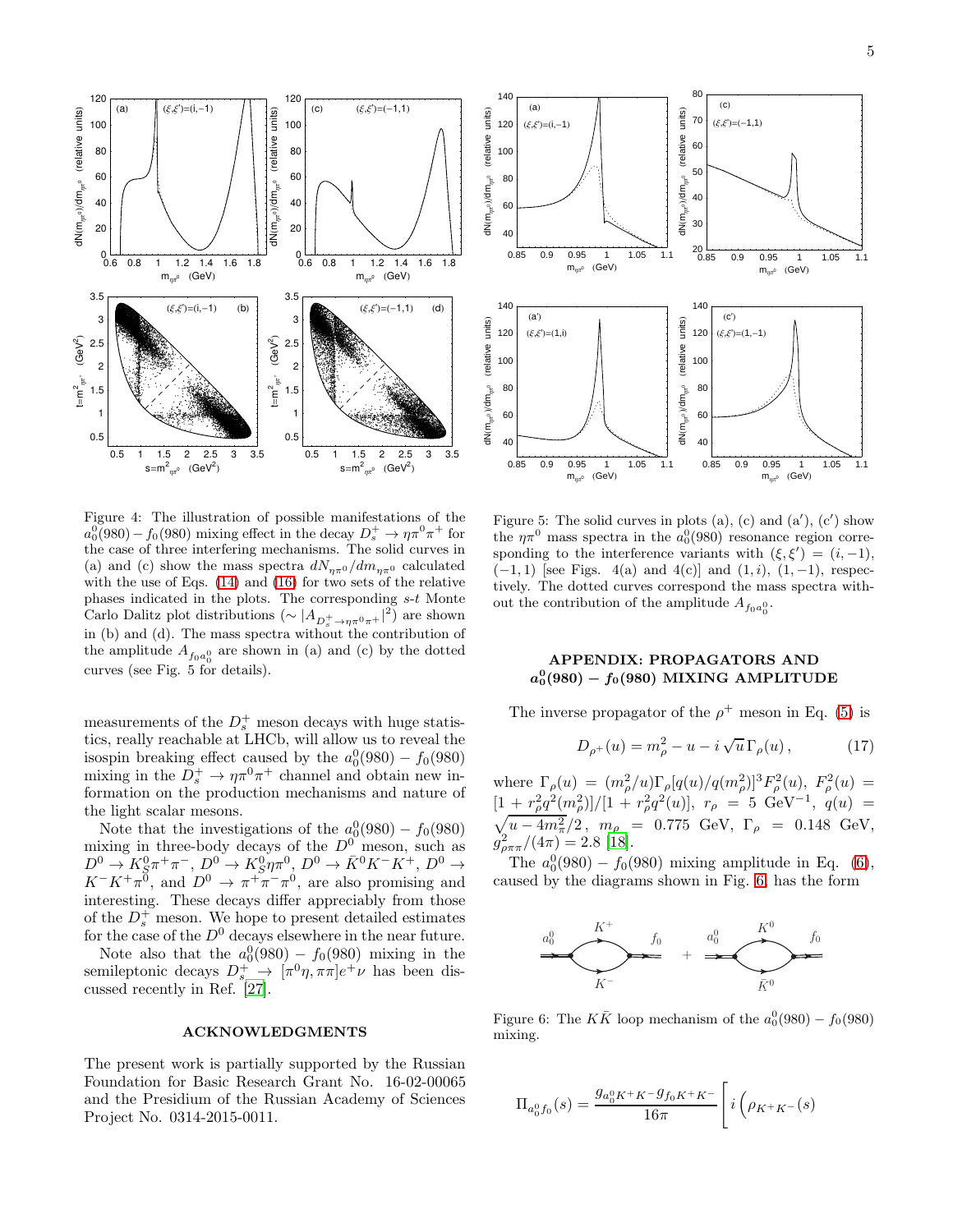Figure 4: The illustration of possible manifestations of the $a_0^0(980)-f_0(980)$ mixing effect in the decay $D_s^+ \to \eta\pi^0\pi^+$ for the case of three interfering mechanisms. The solid curves in (a) and (c) show the mass spectra $dN_{\eta\pi^0}/dm_{\eta\pi^0}$ calculated with the use of Eqs. (14) and (16) for two sets of the relative phases indicated in the plots. The corresponding $s$-$t$ Monte Carlo Dalitz plot distributions ($\sim |A_{D_s^+\to\eta\pi^0\pi^+}|^2$) are shown in (b) and (d). The mass spectra without the contribution of the amplitude $A_{f_0 a_0^0}$ are shown in (a) and (c) by the dotted curves (see Fig. 5 for details).

measurements of the $D_s^+$ meson decays with huge statistics, really reachable at LHCb, will allow us to reveal the isospin breaking effect caused by the $a_0^0(980)-f_0(980)$ mixing in the $D_s^+ \to \eta\pi^0\pi^+$ channel and obtain new information on the production mechanisms and nature of the light scalar mesons.

Note that the investigations of the $a_0^0(980)-f_0(980)$ mixing in three-body decays of the $D^0$ meson, such as $D^0 \to K_S^0\pi^+\pi^-$, $D^0 \to K_S^0\eta\pi^0$, $D^0 \to \bar{K}^0K^-K^+$, $D^0 \to K^-K^+\pi^0$, and $D^0 \to \pi^+\pi^-\pi^0$, are also promising and interesting. These decays differ appreciably from those of the $D_s^+$ meson. We hope to present detailed estimates for the case of the $D^0$ decays elsewhere in the near future.

Note also that the $a_0^0(980)-f_0(980)$ mixing in the semileptonic decays $D_s^+ \to [\pi^0\eta, \pi\pi]e^+\nu$ has been discussed recently in Ref. [27].

## ACKNOWLEDGMENTS

The present work is partially supported by the Russian Foundation for Basic Research Grant No. 16-02-00065 and the Presidium of the Russian Academy of Sciences Project No. 0314-2015-0011.

Figure 5: The solid curves in plots (a), (c) and (a′), (c′) show the $\eta\pi^0$ mass spectra in the $a_0^0(980)$ resonance region corresponding to the interference variants with $(\xi,\xi') = (i,-1)$, $(-1,1)$ [see Figs. 4(a) and 4(c)] and $(1,i)$, $(1,-1)$, respectively. The dotted curves correspond the mass spectra without the contribution of the amplitude $A_{f_0 a_0^0}$.

## APPENDIX: PROPAGATORS AND $a_0^0(980)-f_0(980)$ MIXING AMPLITUDE

The inverse propagator of the $\rho^+$ meson in Eq. (5) is

$$D_{\rho^+}(u) = m_\rho^2 - u - i\sqrt{u}\,\Gamma_\rho(u)\,, \qquad (17)$$

where $\Gamma_\rho(u) = (m_\rho^2/u)\Gamma_\rho[q(u)/q(m_\rho^2)]^3 F_\rho^2(u)$, $F_\rho^2(u) = [1+r_\rho^2 q^2(m_\rho^2)]/[1+r_\rho^2 q^2(u)]$, $r_\rho = 5$ GeV$^{-1}$, $q(u) = \sqrt{u-4m_\pi^2}/2$, $m_\rho = 0.775$ GeV, $\Gamma_\rho = 0.148$ GeV, $g^2_{\rho\pi\pi}/(4\pi) = 2.8$ [18].

The $a_0^0(980)-f_0(980)$ mixing amplitude in Eq. (6), caused by the diagrams shown in Fig. 6, has the form

Figure 6: The $K\bar{K}$ loop mechanism of the $a_0^0(980)-f_0(980)$ mixing.

$$\Pi_{a_0^0 f_0}(s) = \frac{g_{a_0^0K^+K^-}g_{f_0K^+K^-}}{16\pi}\left[\,i\left(\rho_{K^+K^-}(s)\right.\right.$$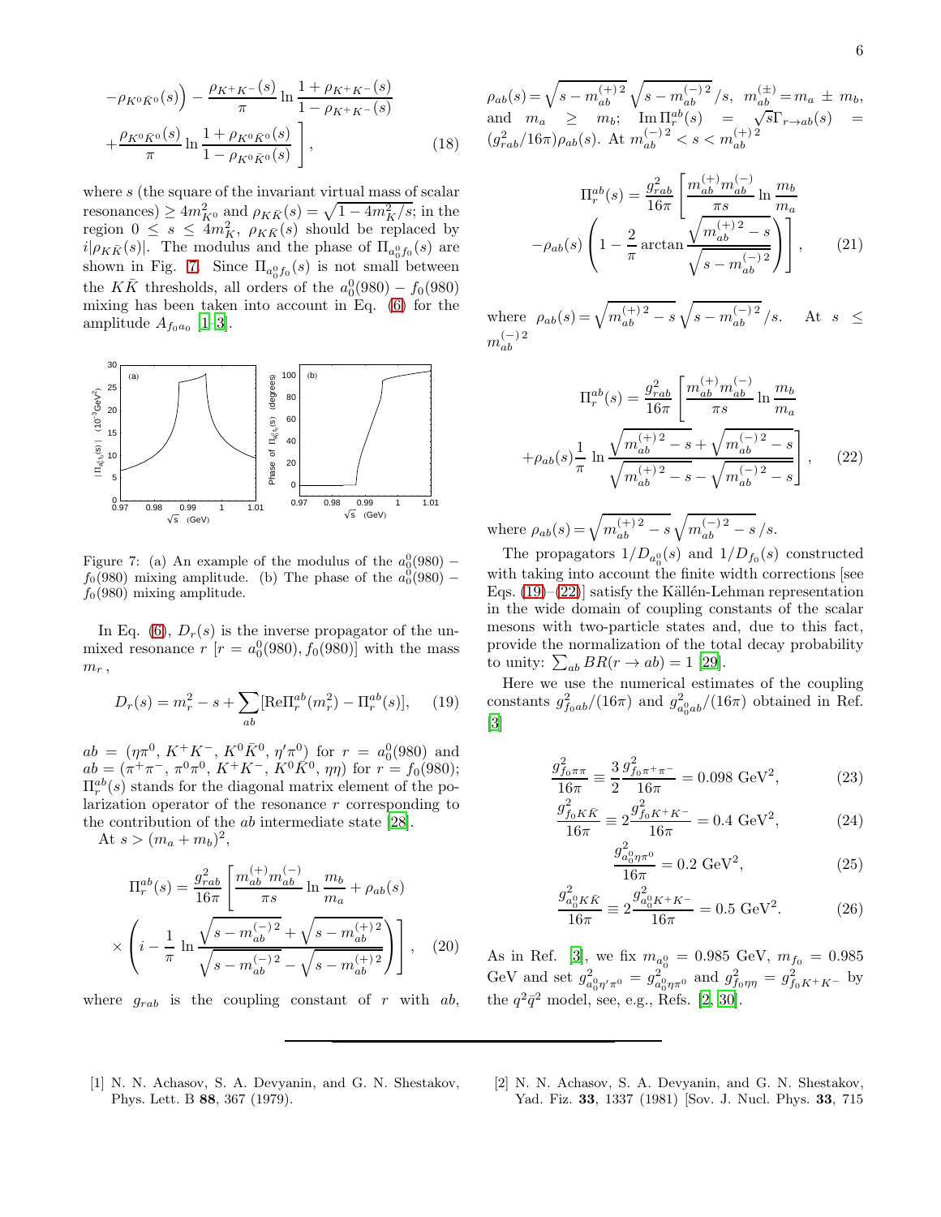$$
-\rho_{K^0\bar{K}^0}(s)\Big) - \frac{\rho_{K^+K^-}(s)}{\pi}\ln\frac{1+\rho_{K^+K^-}(s)}{1-\rho_{K^+K^-}(s)}
+\frac{\rho_{K^0\bar{K}^0}(s)}{\pi}\ln\frac{1+\rho_{K^0\bar{K}^0}(s)}{1-\rho_{K^0\bar{K}^0}(s)}\Bigg], \qquad (18)
$$

where $s$ (the square of the invariant virtual mass of scalar resonances) $\geq 4m^2_{K^0}$ and $\rho_{K\bar{K}}(s) = \sqrt{1-4m^2_K/s}$; in the region $0 \leq s \leq 4m^2_K$, $\rho_{K\bar{K}}(s)$ should be replaced by $i|\rho_{K\bar{K}}(s)|$. The modulus and the phase of $\Pi_{a^0_0 f_0}(s)$ are shown in Fig. 7. Since $\Pi_{a^0_0 f_0}(s)$ is not small between the $K\bar{K}$ thresholds, all orders of the $a^0_0(980) - f_0(980)$ mixing has been taken into account in Eq. (6) for the amplitude $A_{f_0 a_0}$ [1–3].

Figure 7: (a) An example of the modulus of the $a^0_0(980) - f_0(980)$ mixing amplitude. (b) The phase of the $a^0_0(980) - f_0(980)$ mixing amplitude.

In Eq. (6), $D_r(s)$ is the inverse propagator of the unmixed resonance $r$ [$r = a^0_0(980), f_0(980)$] with the mass $m_r$,

$$
D_r(s) = m^2_r - s + \sum_{ab}[\mathrm{Re}\Pi^{ab}_r(m^2_r) - \Pi^{ab}_r(s)], \qquad (19)
$$

$ab = (\eta\pi^0, K^+K^-, K^0\bar{K}^0, \eta'\pi^0)$ for $r = a^0_0(980)$ and $ab = (\pi^+\pi^-, \pi^0\pi^0, K^+K^-, K^0\bar{K}^0, \eta\eta)$ for $r = f_0(980)$; $\Pi^{ab}_r(s)$ stands for the diagonal matrix element of the polarization operator of the resonance $r$ corresponding to the contribution of the $ab$ intermediate state [28].

At $s > (m_a + m_b)^2$,

$$
\Pi^{ab}_r(s) = \frac{g^2_{rab}}{16\pi}\left[\frac{m^{(+)}_{ab}m^{(-)}_{ab}}{\pi s}\ln\frac{m_b}{m_a} + \rho_{ab}(s)\right.
\times\left.\left(i - \frac{1}{\pi}\ln\frac{\sqrt{s-m^{(-)\,2}_{ab}}+\sqrt{s-m^{(+)\,2}_{ab}}}{\sqrt{s-m^{(-)\,2}_{ab}}-\sqrt{s-m^{(+)\,2}_{ab}}}\right)\right], \qquad (20)
$$

where $g_{rab}$ is the coupling constant of $r$ with $ab$, $\rho_{ab}(s) = \sqrt{s-m^{(+)\,2}_{ab}}\sqrt{s-m^{(-)\,2}_{ab}}/s$, $m^{(\pm)}_{ab} = m_a \pm m_b$, and $m_a \geq m_b$; $\mathrm{Im}\,\Pi^{ab}_r(s) = \sqrt{s}\Gamma_{r\to ab}(s) = (g^2_{rab}/16\pi)\rho_{ab}(s)$. At $m^{(-)\,2}_{ab} < s < m^{(+)\,2}_{ab}$

$$
\Pi^{ab}_r(s) = \frac{g^2_{rab}}{16\pi}\left[\frac{m^{(+)}_{ab}m^{(-)}_{ab}}{\pi s}\ln\frac{m_b}{m_a}\right.
\left.-\rho_{ab}(s)\left(1-\frac{2}{\pi}\arctan\frac{\sqrt{m^{(+)\,2}_{ab}-s}}{\sqrt{s-m^{(-)\,2}_{ab}}}\right)\right], \qquad (21)
$$

where $\rho_{ab}(s) = \sqrt{m^{(+)\,2}_{ab}-s}\sqrt{s-m^{(-)\,2}_{ab}}/s$. At $s \leq m^{(-)\,2}_{ab}$

$$
\Pi^{ab}_r(s) = \frac{g^2_{rab}}{16\pi}\left[\frac{m^{(+)}_{ab}m^{(-)}_{ab}}{\pi s}\ln\frac{m_b}{m_a}\right.
\left.+\rho_{ab}(s)\frac{1}{\pi}\ln\frac{\sqrt{m^{(+)\,2}_{ab}-s}+\sqrt{m^{(-)\,2}_{ab}-s}}{\sqrt{m^{(+)\,2}_{ab}-s}-\sqrt{m^{(-)\,2}_{ab}-s}}\right], \qquad (22)
$$

where $\rho_{ab}(s) = \sqrt{m^{(+)\,2}_{ab}-s}\sqrt{m^{(-)\,2}_{ab}-s}/s$.

The propagators $1/D_{a^0_0}(s)$ and $1/D_{f_0}(s)$ constructed with taking into account the finite width corrections [see Eqs. (19)–(22)] satisfy the Källén-Lehman representation in the wide domain of coupling constants of the scalar mesons with two-particle states and, due to this fact, provide the normalization of the total decay probability to unity: $\sum_{ab} BR(r \to ab) = 1$ [29].

Here we use the numerical estimates of the coupling constants $g^2_{f_0 ab}/(16\pi)$ and $g^2_{a^0_0 ab}/(16\pi)$ obtained in Ref. [3]

$$
\frac{g^2_{f_0\pi\pi}}{16\pi} \equiv \frac{3}{2}\frac{g^2_{f_0\pi^+\pi^-}}{16\pi} = 0.098\ \mathrm{GeV}^2, \qquad (23)
$$

$$
\frac{g^2_{f_0K\bar{K}}}{16\pi} \equiv 2\frac{g^2_{f_0K^+K^-}}{16\pi} = 0.4\ \mathrm{GeV}^2, \qquad (24)
$$

$$
\frac{g^2_{a^0_0\eta\pi^0}}{16\pi} = 0.2\ \mathrm{GeV}^2, \qquad (25)
$$

$$
\frac{g^2_{a^0_0K\bar{K}}}{16\pi} \equiv 2\frac{g^2_{a^0_0K^+K^-}}{16\pi} = 0.5\ \mathrm{GeV}^2. \qquad (26)
$$

As in Ref. [3], we fix $m_{a^0_0} = 0.985$ GeV, $m_{f_0} = 0.985$ GeV and set $g^2_{a^0_0\eta'\pi^0} = g^2_{a^0_0\eta\pi^0}$ and $g^2_{f_0\eta\eta} = g^2_{f_0K^+K^-}$ by the $q^2\bar{q}^2$ model, see, e.g., Refs. [2, 30].

---

[1] N. N. Achasov, S. A. Devyanin, and G. N. Shestakov, Phys. Lett. B **88**, 367 (1979).

[2] N. N. Achasov, S. A. Devyanin, and G. N. Shestakov, Yad. Fiz. **33**, 1337 (1981) [Sov. J. Nucl. Phys. **33**, 715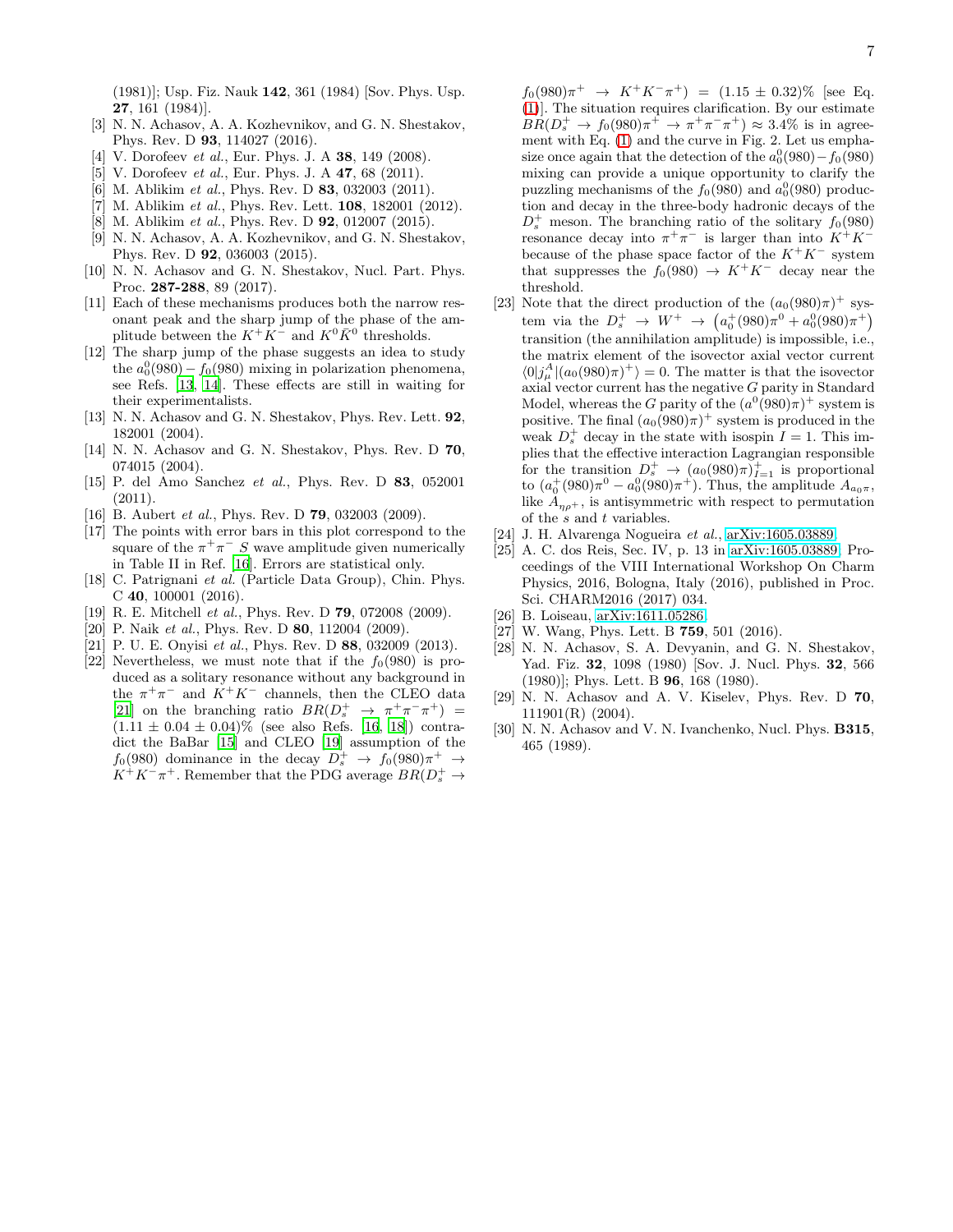(1981)]; Usp. Fiz. Nauk **142**, 361 (1984) [Sov. Phys. Usp. **27**, 161 (1984)].

[3] N. N. Achasov, A. A. Kozhevnikov, and G. N. Shestakov, Phys. Rev. D **93**, 114027 (2016).

[4] V. Dorofeev *et al.*, Eur. Phys. J. A **38**, 149 (2008).

[5] V. Dorofeev *et al.*, Eur. Phys. J. A **47**, 68 (2011).

[6] M. Ablikim *et al.*, Phys. Rev. D **83**, 032003 (2011).

[7] M. Ablikim *et al.*, Phys. Rev. Lett. **108**, 182001 (2012).

[8] M. Ablikim *et al.*, Phys. Rev. D **92**, 012007 (2015).

[9] N. N. Achasov, A. A. Kozhevnikov, and G. N. Shestakov, Phys. Rev. D **92**, 036003 (2015).

[10] N. N. Achasov and G. N. Shestakov, Nucl. Part. Phys. Proc. **287-288**, 89 (2017).

[11] Each of these mechanisms produces both the narrow resonant peak and the sharp jump of the phase of the amplitude between the $K^+K^-$ and $K^0\bar{K}^0$ thresholds.

[12] The sharp jump of the phase suggests an idea to study the $a_0^0(980)-f_0(980)$ mixing in polarization phenomena, see Refs. [13, 14]. These effects are still in waiting for their experimentalists.

[13] N. N. Achasov and G. N. Shestakov, Phys. Rev. Lett. **92**, 182001 (2004).

[14] N. N. Achasov and G. N. Shestakov, Phys. Rev. D **70**, 074015 (2004).

[15] P. del Amo Sanchez *et al.*, Phys. Rev. D **83**, 052001 (2011).

[16] B. Aubert *et al.*, Phys. Rev. D **79**, 032003 (2009).

[17] The points with error bars in this plot correspond to the square of the $\pi^+\pi^-$ $S$ wave amplitude given numerically in Table II in Ref. [16]. Errors are statistical only.

[18] C. Patrignani *et al.* (Particle Data Group), Chin. Phys. C **40**, 100001 (2016).

[19] R. E. Mitchell *et al.*, Phys. Rev. D **79**, 072008 (2009).

[20] P. Naik *et al.*, Phys. Rev. D **80**, 112004 (2009).

[21] P. U. E. Onyisi *et al.*, Phys. Rev. D **88**, 032009 (2013).

[22] Nevertheless, we must note that if the $f_0(980)$ is produced as a solitary resonance without any background in the $\pi^+\pi^-$ and $K^+K^-$ channels, then the CLEO data [21] on the branching ratio $BR(D_s^+ \to \pi^+\pi^-\pi^+) = (1.11 \pm 0.04 \pm 0.04)\%$ (see also Refs. [16, 18]) contradict the BaBar [15] and CLEO [19] assumption of the $f_0(980)$ dominance in the decay $D_s^+ \to f_0(980)\pi^+ \to K^+K^-\pi^+$. Remember that the PDG average $BR(D_s^+ \to f_0(980)\pi^+ \to K^+K^-\pi^+) = (1.15 \pm 0.32)\%$ [see Eq. (1)]. The situation requires clarification. By our estimate $BR(D_s^+ \to f_0(980)\pi^+ \to \pi^+\pi^-\pi^+) \approx 3.4\%$ is in agreement with Eq. (1) and the curve in Fig. 2. Let us emphasize once again that the detection of the $a_0^0(980)-f_0(980)$ mixing can provide a unique opportunity to clarify the puzzling mechanisms of the $f_0(980)$ and $a_0^0(980)$ production and decay in the three-body hadronic decays of the $D_s^+$ meson. The branching ratio of the solitary $f_0(980)$ resonance decay into $\pi^+\pi^-$ is larger than into $K^+K^-$ because of the phase space factor of the $K^+K^-$ system that suppresses the $f_0(980) \to K^+K^-$ decay near the threshold.

[23] Note that the direct production of the $(a_0(980)\pi)^+$ system via the $D_s^+ \to W^+ \to \left(a_0^+(980)\pi^0 + a_0^0(980)\pi^+\right)$ transition (the annihilation amplitude) is impossible, i.e., the matrix element of the isovector axial vector current $\langle 0|j_\mu^A|(a_0(980)\pi)^+\rangle = 0$. The matter is that the isovector axial vector current has the negative $G$ parity in Standard Model, whereas the $G$ parity of the $(a^0(980)\pi)^+$ system is positive. The final $(a_0(980)\pi)^+$ system is produced in the weak $D_s^+$ decay in the state with isospin $I = 1$. This implies that the effective interaction Lagrangian responsible for the transition $D_s^+ \to (a_0(980)\pi)^+_{I=1}$ is proportional to $(a_0^+(980)\pi^0 - a_0^0(980)\pi^+)$. Thus, the amplitude $A_{a_0\pi}$, like $A_{\eta\rho^+}$, is antisymmetric with respect to permutation of the $s$ and $t$ variables.

[24] J. H. Alvarenga Nogueira *et al.*, arXiv:1605.03889.

[25] A. C. dos Reis, Sec. IV, p. 13 in arXiv:1605.03889; Proceedings of the VIII International Workshop On Charm Physics, 2016, Bologna, Italy (2016), published in Proc. Sci. CHARM2016 (2017) 034.

[26] B. Loiseau, arXiv:1611.05286.

[27] W. Wang, Phys. Lett. B **759**, 501 (2016).

[28] N. N. Achasov, S. A. Devyanin, and G. N. Shestakov, Yad. Fiz. **32**, 1098 (1980) [Sov. J. Nucl. Phys. **32**, 566 (1980)]; Phys. Lett. B **96**, 168 (1980).

[29] N. N. Achasov and A. V. Kiselev, Phys. Rev. D **70**, 111901(R) (2004).

[30] N. N. Achasov and V. N. Ivanchenko, Nucl. Phys. **B315**, 465 (1989).